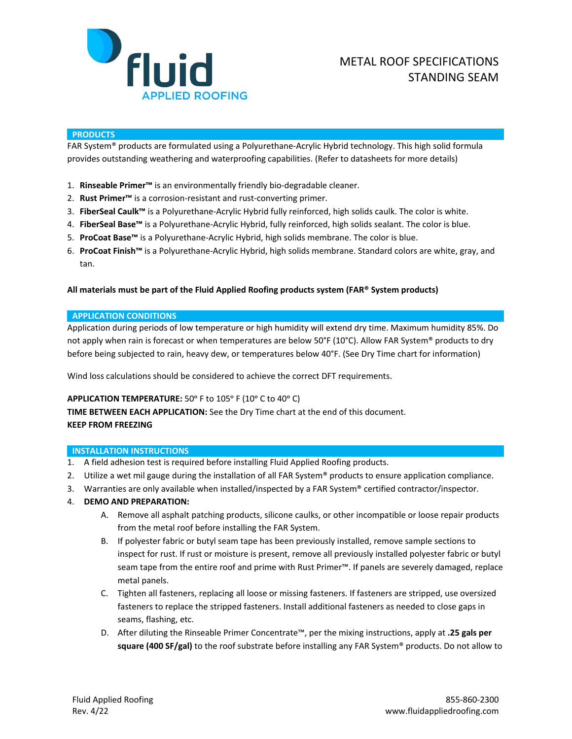# METAL ROOF SPECIFICATIONS STANDING SEAM

## PRODUCTS

FAR System® products are formulated using a Polyurethane-Acrylic Hybrid technology. This high solid formula provides outstanding weathering and waterproofing capabilities. (Refer to datasheets for more details)

1. **Rinseable Primer™** is an environmentally friendly bio-degradable cleaner.
2. **Rust Primer™** is a corrosion-resistant and rust-converting primer.
3. **FiberSeal Caulk™** is a Polyurethane-Acrylic Hybrid fully reinforced, high solids caulk. The color is white.
4. **FiberSeal Base™** is a Polyurethane-Acrylic Hybrid, fully reinforced, high solids sealant. The color is blue.
5. **ProCoat Base™** is a Polyurethane-Acrylic Hybrid, high solids membrane. The color is blue.
6. **ProCoat Finish™** is a Polyurethane-Acrylic Hybrid, high solids membrane. Standard colors are white, gray, and tan.

**All materials must be part of the Fluid Applied Roofing products system (FAR® System products)**

## APPLICATION CONDITIONS

Application during periods of low temperature or high humidity will extend dry time. Maximum humidity 85%. Do not apply when rain is forecast or when temperatures are below 50°F (10°C). Allow FAR System® products to dry before being subjected to rain, heavy dew, or temperatures below 40°F. (See Dry Time chart for information)

Wind loss calculations should be considered to achieve the correct DFT requirements.

**APPLICATION TEMPERATURE:** 50° F to 105° F (10° C to 40° C)
**TIME BETWEEN EACH APPLICATION:** See the Dry Time chart at the end of this document.
**KEEP FROM FREEZING**

## INSTALLATION INSTRUCTIONS

1. A field adhesion test is required before installing Fluid Applied Roofing products.
2. Utilize a wet mil gauge during the installation of all FAR System® products to ensure application compliance.
3. Warranties are only available when installed/inspected by a FAR System® certified contractor/inspector.
4. **DEMO AND PREPARATION:**
   - A. Remove all asphalt patching products, silicone caulks, or other incompatible or loose repair products from the metal roof before installing the FAR System.
   - B. If polyester fabric or butyl seam tape has been previously installed, remove sample sections to inspect for rust. If rust or moisture is present, remove all previously installed polyester fabric or butyl seam tape from the entire roof and prime with Rust Primer™. If panels are severely damaged, replace metal panels.
   - C. Tighten all fasteners, replacing all loose or missing fasteners. If fasteners are stripped, use oversized fasteners to replace the stripped fasteners. Install additional fasteners as needed to close gaps in seams, flashing, etc.
   - D. After diluting the Rinseable Primer Concentrate™, per the mixing instructions, apply at **.25 gals per square (400 SF/gal)** to the roof substrate before installing any FAR System® products. Do not allow to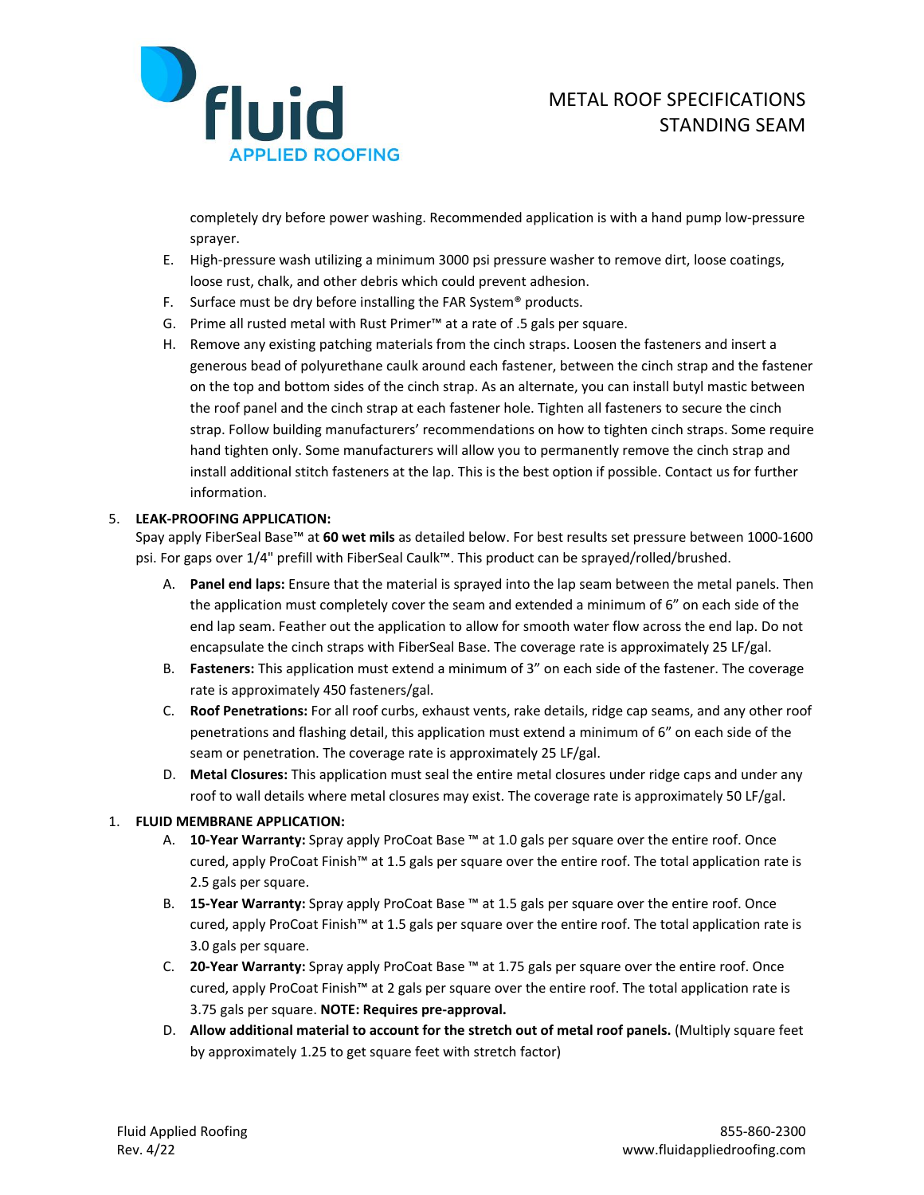completely dry before power washing. Recommended application is with a hand pump low-pressure sprayer.

E. High-pressure wash utilizing a minimum 3000 psi pressure washer to remove dirt, loose coatings, loose rust, chalk, and other debris which could prevent adhesion.

F. Surface must be dry before installing the FAR System® products.

G. Prime all rusted metal with Rust Primer™ at a rate of .5 gals per square.

H. Remove any existing patching materials from the cinch straps. Loosen the fasteners and insert a generous bead of polyurethane caulk around each fastener, between the cinch strap and the fastener on the top and bottom sides of the cinch strap. As an alternate, you can install butyl mastic between the roof panel and the cinch strap at each fastener hole. Tighten all fasteners to secure the cinch strap. Follow building manufacturers' recommendations on how to tighten cinch straps. Some require hand tighten only. Some manufacturers will allow you to permanently remove the cinch strap and install additional stitch fasteners at the lap. This is the best option if possible. Contact us for further information.

5. **LEAK-PROOFING APPLICATION:**

Spay apply FiberSeal Base™ at **60 wet mils** as detailed below. For best results set pressure between 1000-1600 psi. For gaps over 1/4" prefill with FiberSeal Caulk™. This product can be sprayed/rolled/brushed.

A. **Panel end laps:** Ensure that the material is sprayed into the lap seam between the metal panels. Then the application must completely cover the seam and extended a minimum of 6" on each side of the end lap seam. Feather out the application to allow for smooth water flow across the end lap. Do not encapsulate the cinch straps with FiberSeal Base. The coverage rate is approximately 25 LF/gal.

B. **Fasteners:** This application must extend a minimum of 3" on each side of the fastener. The coverage rate is approximately 450 fasteners/gal.

C. **Roof Penetrations:** For all roof curbs, exhaust vents, rake details, ridge cap seams, and any other roof penetrations and flashing detail, this application must extend a minimum of 6" on each side of the seam or penetration. The coverage rate is approximately 25 LF/gal.

D. **Metal Closures:** This application must seal the entire metal closures under ridge caps and under any roof to wall details where metal closures may exist. The coverage rate is approximately 50 LF/gal.

1. **FLUID MEMBRANE APPLICATION:**

A. **10-Year Warranty:** Spray apply ProCoat Base ™ at 1.0 gals per square over the entire roof. Once cured, apply ProCoat Finish™ at 1.5 gals per square over the entire roof. The total application rate is 2.5 gals per square.

B. **15-Year Warranty:** Spray apply ProCoat Base ™ at 1.5 gals per square over the entire roof. Once cured, apply ProCoat Finish™ at 1.5 gals per square over the entire roof. The total application rate is 3.0 gals per square.

C. **20-Year Warranty:** Spray apply ProCoat Base ™ at 1.75 gals per square over the entire roof. Once cured, apply ProCoat Finish™ at 2 gals per square over the entire roof. The total application rate is 3.75 gals per square. **NOTE: Requires pre-approval.**

D. **Allow additional material to account for the stretch out of metal roof panels.** (Multiply square feet by approximately 1.25 to get square feet with stretch factor)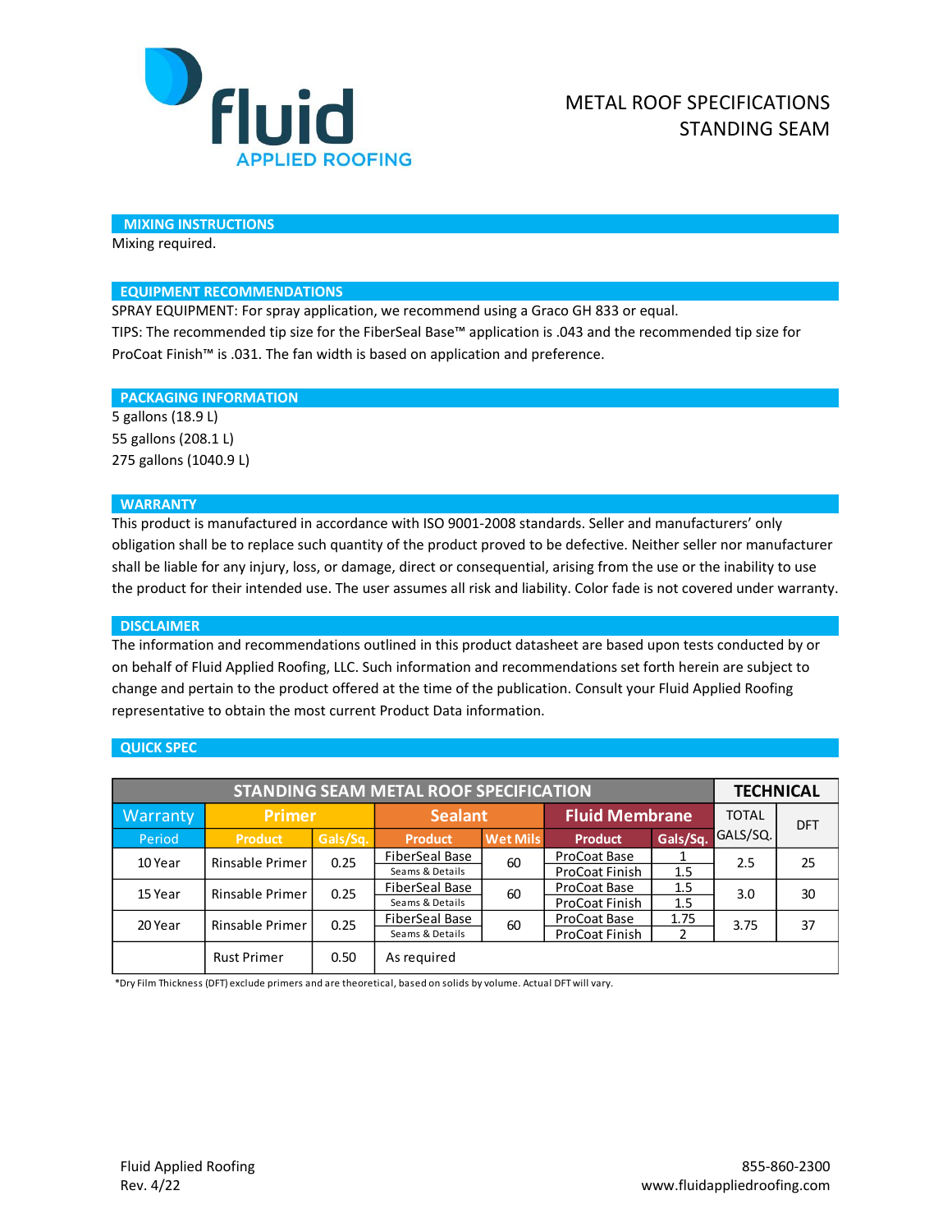# METAL ROOF SPECIFICATIONS
# STANDING SEAM

## MIXING INSTRUCTIONS

Mixing required.

## EQUIPMENT RECOMMENDATIONS

SPRAY EQUIPMENT: For spray application, we recommend using a Graco GH 833 or equal.
TIPS: The recommended tip size for the FiberSeal Base™ application is .043 and the recommended tip size for ProCoat Finish™ is .031. The fan width is based on application and preference.

## PACKAGING INFORMATION

5 gallons (18.9 L)
55 gallons (208.1 L)
275 gallons (1040.9 L)

## WARRANTY

This product is manufactured in accordance with ISO 9001-2008 standards. Seller and manufacturers' only obligation shall be to replace such quantity of the product proved to be defective. Neither seller nor manufacturer shall be liable for any injury, loss, or damage, direct or consequential, arising from the use or the inability to use the product for their intended use. The user assumes all risk and liability. Color fade is not covered under warranty.

## DISCLAIMER

The information and recommendations outlined in this product datasheet are based upon tests conducted by or on behalf of Fluid Applied Roofing, LLC. Such information and recommendations set forth herein are subject to change and pertain to the product offered at the time of the publication. Consult your Fluid Applied Roofing representative to obtain the most current Product Data information.

## QUICK SPEC

| STANDING SEAM METAL ROOF SPECIFICATION | | | | | | | TECHNICAL | |
|---|---|---|---|---|---|---|---|---|
| Warranty | Primer | | Sealant | | Fluid Membrane | | TOTAL GALS/SQ. | DFT |
| Period | Product | Gals/Sq. | Product | Wet Mils | Product | Gals/Sq. | | |
| 10 Year | Rinsable Primer | 0.25 | FiberSeal Base<br>Seams & Details | 60 | ProCoat Base<br>ProCoat Finish | 1<br>1.5 | 2.5 | 25 |
| 15 Year | Rinsable Primer | 0.25 | FiberSeal Base<br>Seams & Details | 60 | ProCoat Base<br>ProCoat Finish | 1.5<br>1.5 | 3.0 | 30 |
| 20 Year | Rinsable Primer | 0.25 | FiberSeal Base<br>Seams & Details | 60 | ProCoat Base<br>ProCoat Finish | 1.75<br>2 | 3.75 | 37 |
| | Rust Primer | 0.50 | As required | | | | | |

*Dry Film Thickness (DFT) exclude primers and are theoretical, based on solids by volume. Actual DFT will vary.

Fluid Applied Roofing
Rev. 4/22

855-860-2300
www.fluidappliedroofing.com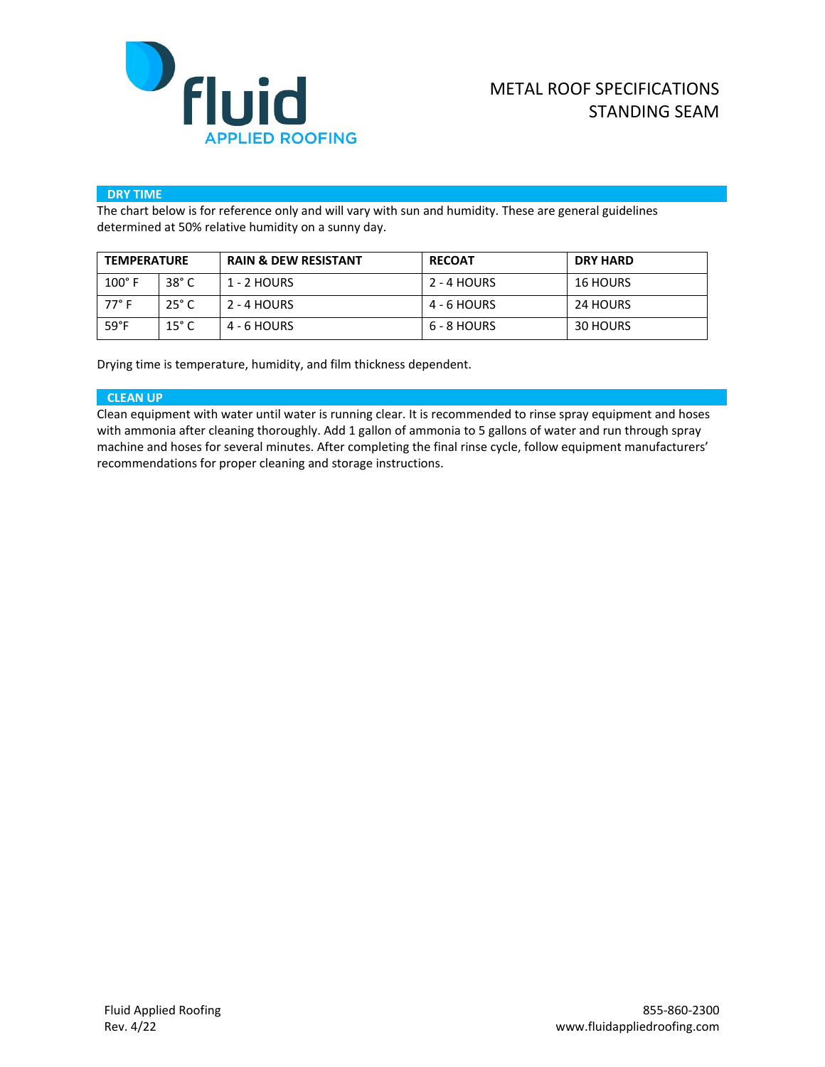## DRY TIME

The chart below is for reference only and will vary with sun and humidity. These are general guidelines determined at 50% relative humidity on a sunny day.

| TEMPERATURE | | RAIN & DEW RESISTANT | RECOAT | DRY HARD |
|---|---|---|---|---|
| 100° F | 38° C | 1 - 2 HOURS | 2 - 4 HOURS | 16 HOURS |
| 77° F | 25° C | 2 - 4 HOURS | 4 - 6 HOURS | 24 HOURS |
| 59°F | 15° C | 4 - 6 HOURS | 6 - 8 HOURS | 30 HOURS |

Drying time is temperature, humidity, and film thickness dependent.

## CLEAN UP

Clean equipment with water until water is running clear. It is recommended to rinse spray equipment and hoses with ammonia after cleaning thoroughly. Add 1 gallon of ammonia to 5 gallons of water and run through spray machine and hoses for several minutes. After completing the final rinse cycle, follow equipment manufacturers' recommendations for proper cleaning and storage instructions.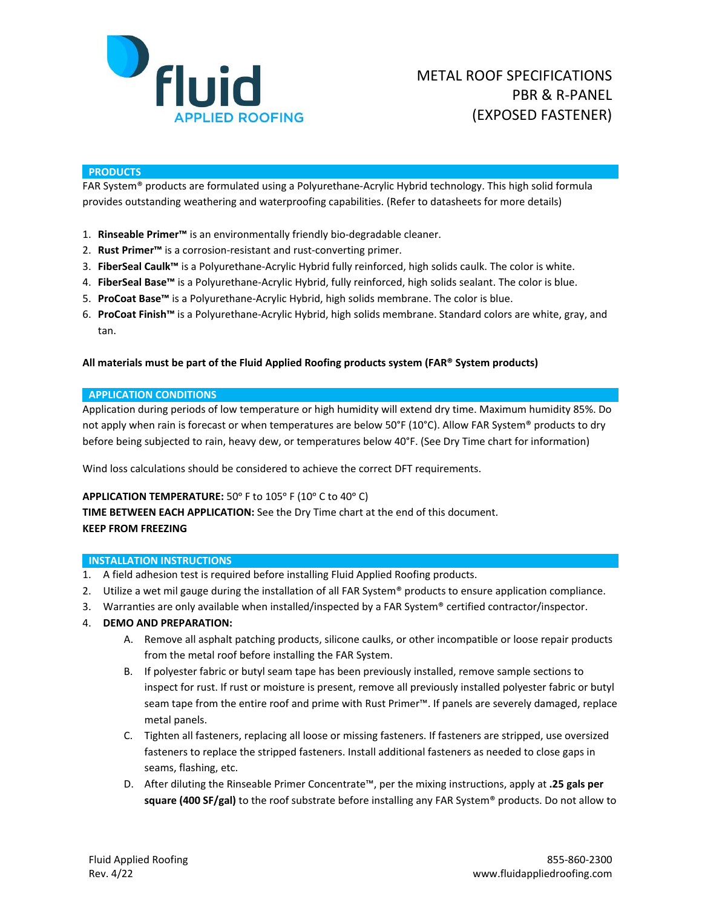# METAL ROOF SPECIFICATIONS PBR & R-PANEL (EXPOSED FASTENER)

## PRODUCTS

FAR System® products are formulated using a Polyurethane-Acrylic Hybrid technology. This high solid formula provides outstanding weathering and waterproofing capabilities. (Refer to datasheets for more details)

1. **Rinseable Primer™** is an environmentally friendly bio-degradable cleaner.
2. **Rust Primer™** is a corrosion-resistant and rust-converting primer.
3. **FiberSeal Caulk™** is a Polyurethane-Acrylic Hybrid fully reinforced, high solids caulk. The color is white.
4. **FiberSeal Base™** is a Polyurethane-Acrylic Hybrid, fully reinforced, high solids sealant. The color is blue.
5. **ProCoat Base™** is a Polyurethane-Acrylic Hybrid, high solids membrane. The color is blue.
6. **ProCoat Finish™** is a Polyurethane-Acrylic Hybrid, high solids membrane. Standard colors are white, gray, and tan.

**All materials must be part of the Fluid Applied Roofing products system (FAR® System products)**

## APPLICATION CONDITIONS

Application during periods of low temperature or high humidity will extend dry time. Maximum humidity 85%. Do not apply when rain is forecast or when temperatures are below 50°F (10°C). Allow FAR System® products to dry before being subjected to rain, heavy dew, or temperatures below 40°F. (See Dry Time chart for information)

Wind loss calculations should be considered to achieve the correct DFT requirements.

**APPLICATION TEMPERATURE:** 50° F to 105° F (10° C to 40° C)
**TIME BETWEEN EACH APPLICATION:** See the Dry Time chart at the end of this document.
**KEEP FROM FREEZING**

## INSTALLATION INSTRUCTIONS

1. A field adhesion test is required before installing Fluid Applied Roofing products.
2. Utilize a wet mil gauge during the installation of all FAR System® products to ensure application compliance.
3. Warranties are only available when installed/inspected by a FAR System® certified contractor/inspector.
4. **DEMO AND PREPARATION:**
   A. Remove all asphalt patching products, silicone caulks, or other incompatible or loose repair products from the metal roof before installing the FAR System.
   B. If polyester fabric or butyl seam tape has been previously installed, remove sample sections to inspect for rust. If rust or moisture is present, remove all previously installed polyester fabric or butyl seam tape from the entire roof and prime with Rust Primer™. If panels are severely damaged, replace metal panels.
   C. Tighten all fasteners, replacing all loose or missing fasteners. If fasteners are stripped, use oversized fasteners to replace the stripped fasteners. Install additional fasteners as needed to close gaps in seams, flashing, etc.
   D. After diluting the Rinseable Primer Concentrate™, per the mixing instructions, apply at **.25 gals per square (400 SF/gal)** to the roof substrate before installing any FAR System® products. Do not allow to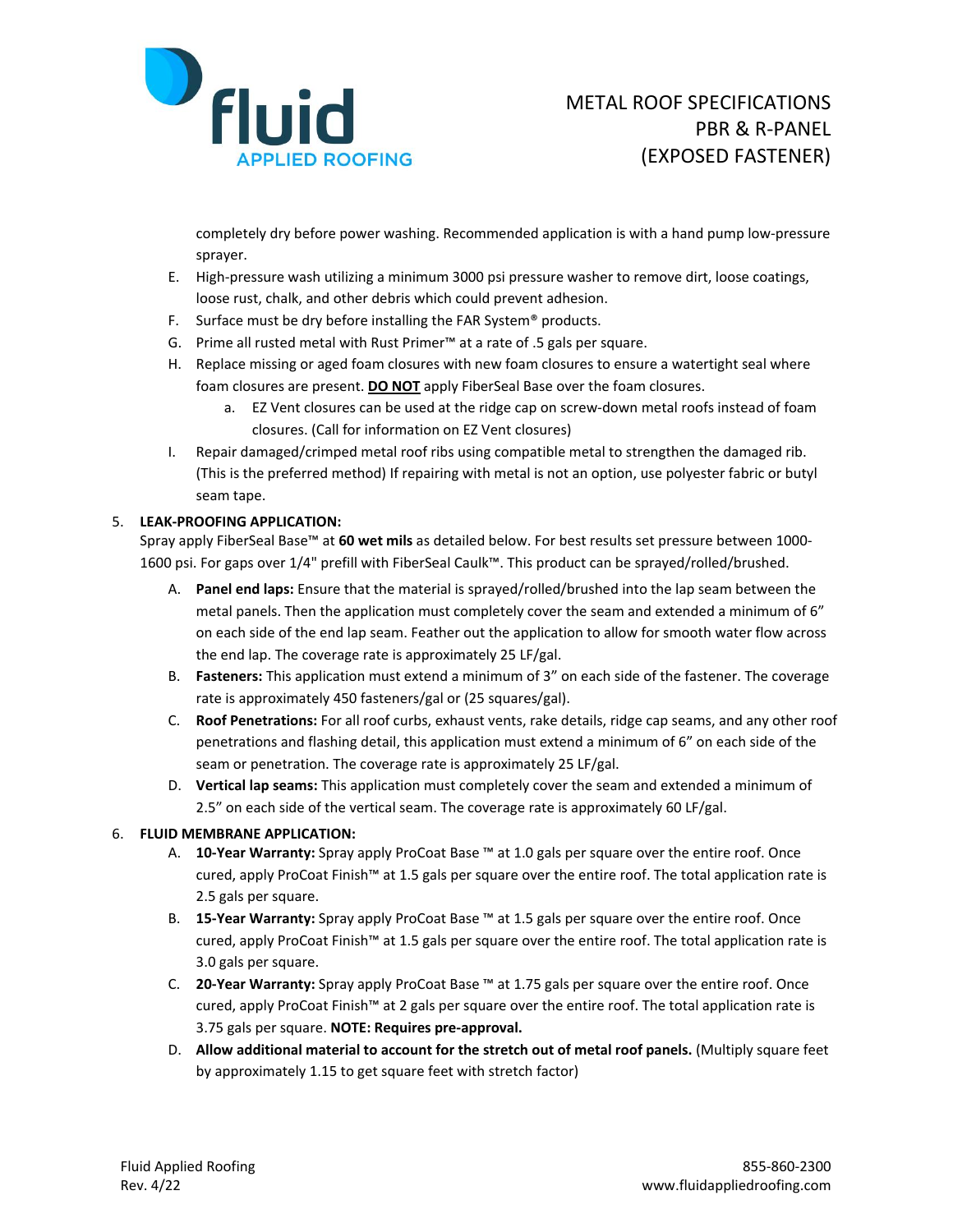completely dry before power washing. Recommended application is with a hand pump low-pressure sprayer.

E. High-pressure wash utilizing a minimum 3000 psi pressure washer to remove dirt, loose coatings, loose rust, chalk, and other debris which could prevent adhesion.

F. Surface must be dry before installing the FAR System® products.

G. Prime all rusted metal with Rust Primer™ at a rate of .5 gals per square.

H. Replace missing or aged foam closures with new foam closures to ensure a watertight seal where foam closures are present. **DO NOT** apply FiberSeal Base over the foam closures.

   a. EZ Vent closures can be used at the ridge cap on screw-down metal roofs instead of foam closures. (Call for information on EZ Vent closures)

I. Repair damaged/crimped metal roof ribs using compatible metal to strengthen the damaged rib. (This is the preferred method) If repairing with metal is not an option, use polyester fabric or butyl seam tape.

5. **LEAK-PROOFING APPLICATION:**

   Spray apply FiberSeal Base™ at **60 wet mils** as detailed below. For best results set pressure between 1000-1600 psi. For gaps over 1/4" prefill with FiberSeal Caulk™. This product can be sprayed/rolled/brushed.

   A. **Panel end laps:** Ensure that the material is sprayed/rolled/brushed into the lap seam between the metal panels. Then the application must completely cover the seam and extended a minimum of 6" on each side of the end lap seam. Feather out the application to allow for smooth water flow across the end lap. The coverage rate is approximately 25 LF/gal.

   B. **Fasteners:** This application must extend a minimum of 3" on each side of the fastener. The coverage rate is approximately 450 fasteners/gal or (25 squares/gal).

   C. **Roof Penetrations:** For all roof curbs, exhaust vents, rake details, ridge cap seams, and any other roof penetrations and flashing detail, this application must extend a minimum of 6" on each side of the seam or penetration. The coverage rate is approximately 25 LF/gal.

   D. **Vertical lap seams:** This application must completely cover the seam and extended a minimum of 2.5" on each side of the vertical seam. The coverage rate is approximately 60 LF/gal.

6. **FLUID MEMBRANE APPLICATION:**

   A. **10-Year Warranty:** Spray apply ProCoat Base ™ at 1.0 gals per square over the entire roof. Once cured, apply ProCoat Finish™ at 1.5 gals per square over the entire roof. The total application rate is 2.5 gals per square.

   B. **15-Year Warranty:** Spray apply ProCoat Base ™ at 1.5 gals per square over the entire roof. Once cured, apply ProCoat Finish™ at 1.5 gals per square over the entire roof. The total application rate is 3.0 gals per square.

   C. **20-Year Warranty:** Spray apply ProCoat Base ™ at 1.75 gals per square over the entire roof. Once cured, apply ProCoat Finish™ at 2 gals per square over the entire roof. The total application rate is 3.75 gals per square. **NOTE: Requires pre-approval.**

   D. **Allow additional material to account for the stretch out of metal roof panels.** (Multiply square feet by approximately 1.15 to get square feet with stretch factor)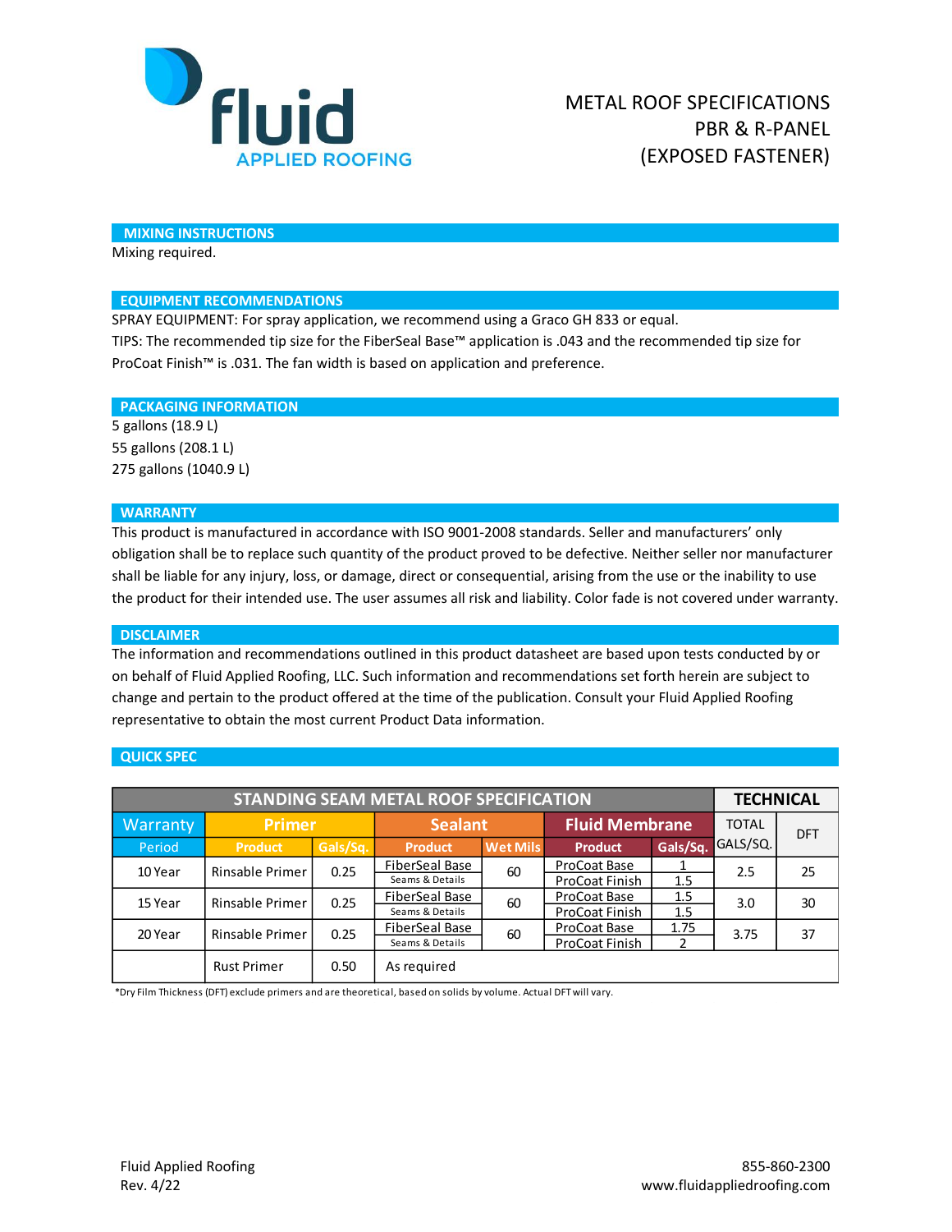# fluid APPLIED ROOFING

METAL ROOF SPECIFICATIONS
PBR & R-PANEL
(EXPOSED FASTENER)

## MIXING INSTRUCTIONS

Mixing required.

## EQUIPMENT RECOMMENDATIONS

SPRAY EQUIPMENT: For spray application, we recommend using a Graco GH 833 or equal.
TIPS: The recommended tip size for the FiberSeal Base™ application is .043 and the recommended tip size for ProCoat Finish™ is .031. The fan width is based on application and preference.

## PACKAGING INFORMATION

5 gallons (18.9 L)
55 gallons (208.1 L)
275 gallons (1040.9 L)

## WARRANTY

This product is manufactured in accordance with ISO 9001-2008 standards. Seller and manufacturers' only obligation shall be to replace such quantity of the product proved to be defective. Neither seller nor manufacturer shall be liable for any injury, loss, or damage, direct or consequential, arising from the use or the inability to use the product for their intended use. The user assumes all risk and liability. Color fade is not covered under warranty.

## DISCLAIMER

The information and recommendations outlined in this product datasheet are based upon tests conducted by or on behalf of Fluid Applied Roofing, LLC. Such information and recommendations set forth herein are subject to change and pertain to the product offered at the time of the publication. Consult your Fluid Applied Roofing representative to obtain the most current Product Data information.

## QUICK SPEC

| STANDING SEAM METAL ROOF SPECIFICATION | | | | | | | TECHNICAL | |
|---|---|---|---|---|---|---|---|---|
| Warranty | Primer | | Sealant | | Fluid Membrane | | TOTAL GALS/SQ. | DFT |
| Period | Product | Gals/Sq. | Product | Wet Mils | Product | Gals/Sq. | | |
| 10 Year | Rinsable Primer | 0.25 | FiberSeal Base<br>Seams & Details | 60 | ProCoat Base<br>ProCoat Finish | 1<br>1.5 | 2.5 | 25 |
| 15 Year | Rinsable Primer | 0.25 | FiberSeal Base<br>Seams & Details | 60 | ProCoat Base<br>ProCoat Finish | 1.5<br>1.5 | 3.0 | 30 |
| 20 Year | Rinsable Primer | 0.25 | FiberSeal Base<br>Seams & Details | 60 | ProCoat Base<br>ProCoat Finish | 1.75<br>2 | 3.75 | 37 |
| | Rust Primer | 0.50 | As required | | | | | |

*Dry Film Thickness (DFT) exclude primers and are theoretical, based on solids by volume. Actual DFT will vary.

Fluid Applied Roofing
Rev. 4/22

855-860-2300
www.fluidappliedroofing.com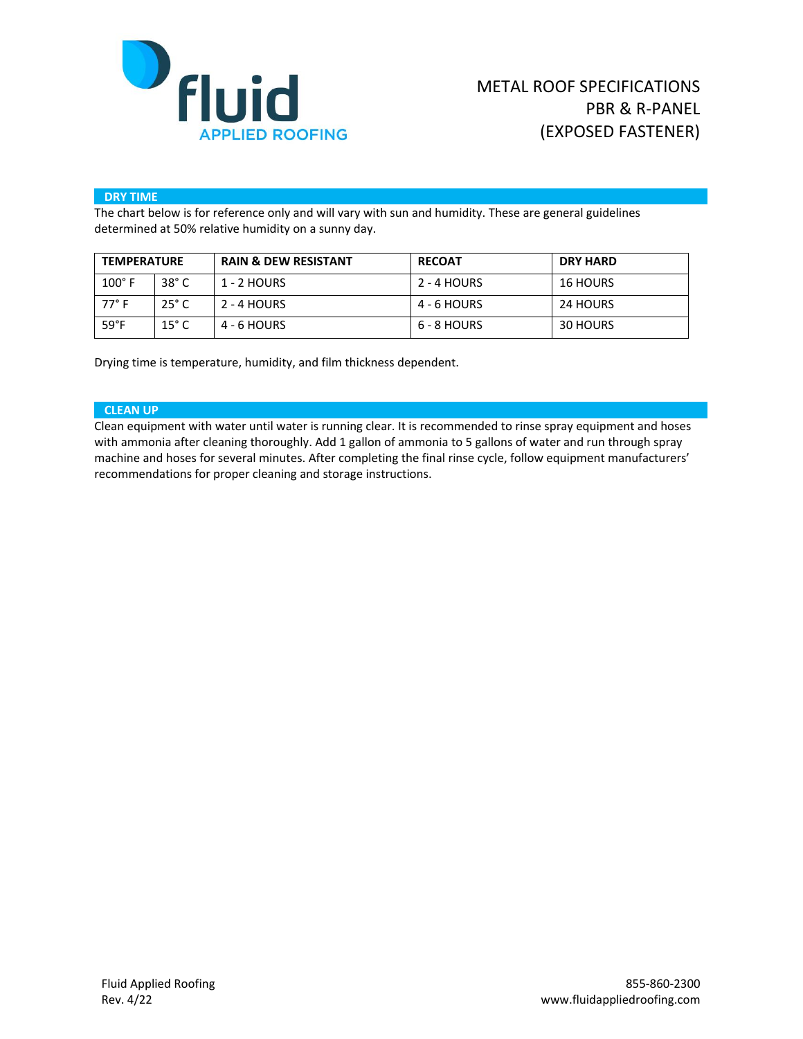## DRY TIME

The chart below is for reference only and will vary with sun and humidity. These are general guidelines determined at 50% relative humidity on a sunny day.

| TEMPERATURE | | RAIN & DEW RESISTANT | RECOAT | DRY HARD |
|---|---|---|---|---|
| 100° F | 38° C | 1 - 2 HOURS | 2 - 4 HOURS | 16 HOURS |
| 77° F | 25° C | 2 - 4 HOURS | 4 - 6 HOURS | 24 HOURS |
| 59°F | 15° C | 4 - 6 HOURS | 6 - 8 HOURS | 30 HOURS |

Drying time is temperature, humidity, and film thickness dependent.

## CLEAN UP

Clean equipment with water until water is running clear. It is recommended to rinse spray equipment and hoses with ammonia after cleaning thoroughly. Add 1 gallon of ammonia to 5 gallons of water and run through spray machine and hoses for several minutes. After completing the final rinse cycle, follow equipment manufacturers' recommendations for proper cleaning and storage instructions.